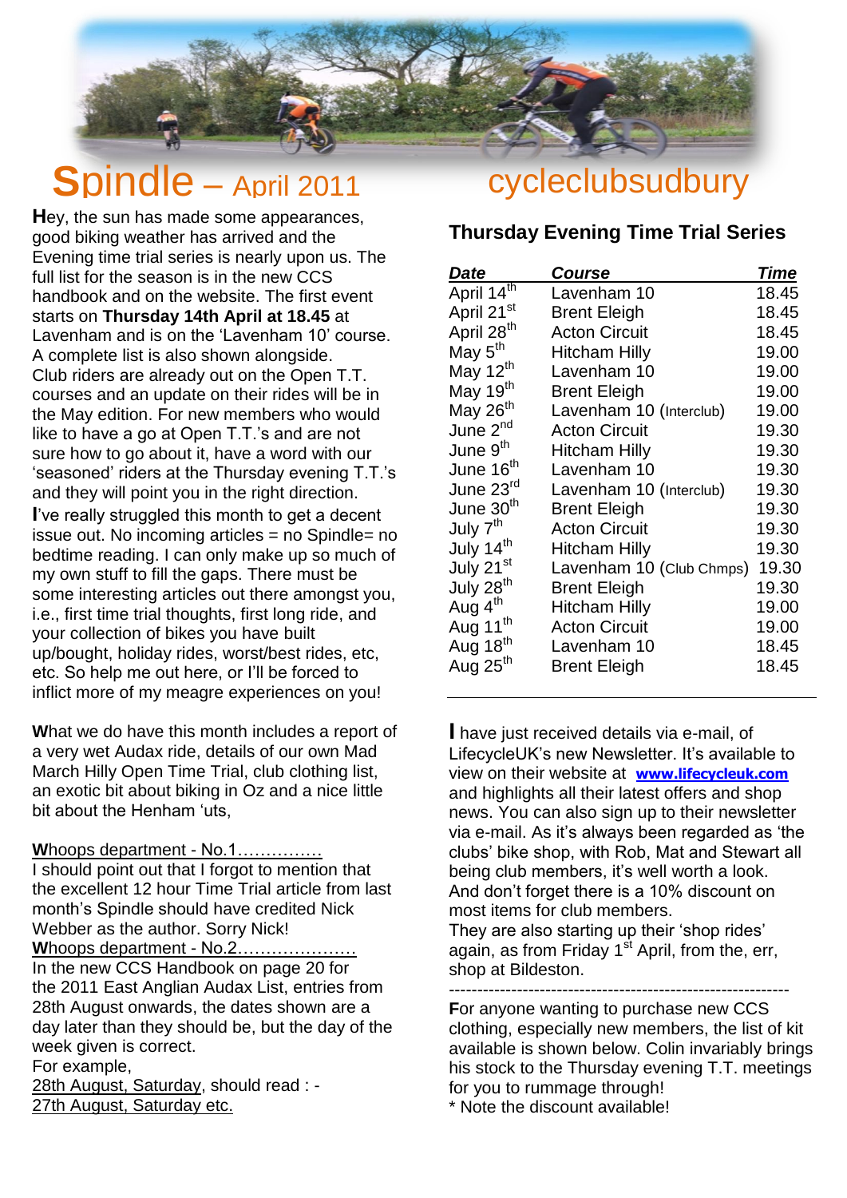# Spindle – April 2011

# cycleclubsudbury

**H**ey, the sun has made some appearances, good biking weather has arrived and the Evening time trial series is nearly upon us. The full list for the season is in the new CCS handbook and on the website. The first event starts on **Thursday 14th April at 18.45** at Lavenham and is on the 'Lavenham 10' course. A complete list is also shown alongside.
Club riders are already out on the Open T.T. courses and an update on their rides will be in the May edition. For new members who would like to have a go at Open T.T.'s and are not sure how to go about it, have a word with our 'seasoned' riders at the Thursday evening T.T.'s and they will point you in the right direction.

**I**'ve really struggled this month to get a decent issue out. No incoming articles = no Spindle= no bedtime reading. I can only make up so much of my own stuff to fill the gaps. There must be some interesting articles out there amongst you, i.e., first time trial thoughts, first long ride, and your collection of bikes you have built up/bought, holiday rides, worst/best rides, etc, etc. So help me out here, or I'll be forced to inflict more of my meagre experiences on you!

**W**hat we do have this month includes a report of a very wet Audax ride, details of our own Mad March Hilly Open Time Trial, club clothing list, an exotic bit about biking in Oz and a nice little bit about the Henham 'uts,

**W**hoops department - No.1……………
I should point out that I forgot to mention that the excellent 12 hour Time Trial article from last month's Spindle should have credited Nick Webber as the author. Sorry Nick!

**W**hoops department - No.2…………………
In the new CCS Handbook on page 20 for the 2011 East Anglian Audax List, entries from 28th August onwards, the dates shown are a day later than they should be, but the day of the week given is correct.
For example,
28th August, Saturday, should read : -
27th August, Saturday etc.

## Thursday Evening Time Trial Series

| *Date* | *Course* | *Time* |
|---|---|---|
| April 14th | Lavenham 10 | 18.45 |
| April 21st | Brent Eleigh | 18.45 |
| April 28th | Acton Circuit | 18.45 |
| May 5th | Hitcham Hilly | 19.00 |
| May 12th | Lavenham 10 | 19.00 |
| May 19th | Brent Eleigh | 19.00 |
| May 26th | Lavenham 10 (Interclub) | 19.00 |
| June 2nd | Acton Circuit | 19.30 |
| June 9th | Hitcham Hilly | 19.30 |
| June 16th | Lavenham 10 | 19.30 |
| June 23rd | Lavenham 10 (Interclub) | 19.30 |
| June 30th | Brent Eleigh | 19.30 |
| July 7th | Acton Circuit | 19.30 |
| July 14th | Hitcham Hilly | 19.30 |
| July 21st | Lavenham 10 (Club Chmps) | 19.30 |
| July 28th | Brent Eleigh | 19.30 |
| Aug 4th | Hitcham Hilly | 19.00 |
| Aug 11th | Acton Circuit | 19.00 |
| Aug 18th | Lavenham 10 | 18.45 |
| Aug 25th | Brent Eleigh | 18.45 |

**I** have just received details via e-mail, of LifecycleUK's new Newsletter. It's available to view on their website at **www.lifecycleuk.com** and highlights all their latest offers and shop news. You can also sign up to their newsletter via e-mail. As it's always been regarded as 'the clubs' bike shop, with Rob, Mat and Stewart all being club members, it's well worth a look.
And don't forget there is a 10% discount on most items for club members.
They are also starting up their 'shop rides' again, as from Friday 1st April, from the, err, shop at Bildeston.

---

**F**or anyone wanting to purchase new CCS clothing, especially new members, the list of kit available is shown below. Colin invariably brings his stock to the Thursday evening T.T. meetings for you to rummage through!
* Note the discount available!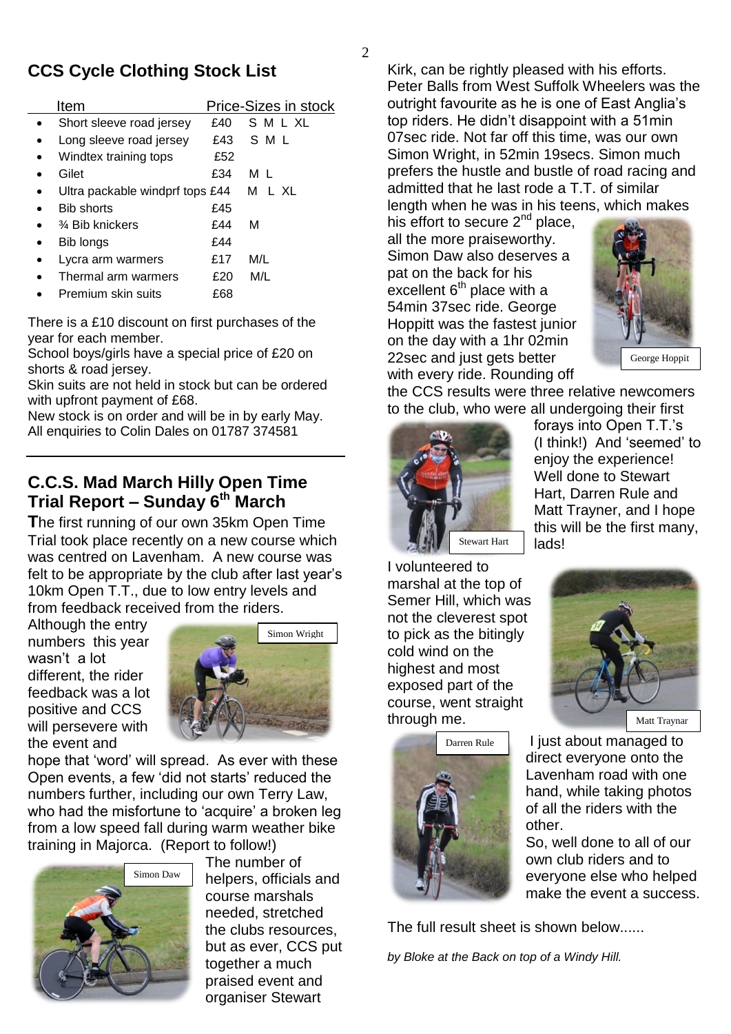## CCS Cycle Clothing Stock List

| Item | Price | Sizes in stock |
|---|---|---|
| Short sleeve road jersey | £40 | S M L XL |
| Long sleeve road jersey | £43 | S M L |
| Windtex training tops | £52 | |
| Gilet | £34 | M L |
| Ultra packable windprf tops | £44 | M L XL |
| Bib shorts | £45 | |
| ¾ Bib knickers | £44 | M |
| Bib longs | £44 | |
| Lycra arm warmers | £17 | M/L |
| Thermal arm warmers | £20 | M/L |
| Premium skin suits | £68 | |

There is a £10 discount on first purchases of the year for each member.
School boys/girls have a special price of £20 on shorts & road jersey.
Skin suits are not held in stock but can be ordered with upfront payment of £68.
New stock is on order and will be in by early May.
All enquiries to Colin Dales on 01787 374581

## C.C.S. Mad March Hilly Open Time Trial Report – Sunday 6th March

**T**he first running of our own 35km Open Time Trial took place recently on a new course which was centred on Lavenham. A new course was felt to be appropriate by the club after last year's 10km Open T.T., due to low entry levels and from feedback received from the riders.

Although the entry numbers this year wasn't a lot different, the rider feedback was a lot positive and CCS will persevere with the event and hope that 'word' will spread. As ever with these Open events, a few 'did not starts' reduced the numbers further, including our own Terry Law, who had the misfortune to 'acquire' a broken leg from a low speed fall during warm weather bike training in Majorca. (Report to follow!)

Simon Wright

The number of helpers, officials and course marshals needed, stretched the clubs resources, but as ever, CCS put together a much praised event and organiser Stewart Kirk, can be rightly pleased with his efforts. Peter Balls from West Suffolk Wheelers was the outright favourite as he is one of East Anglia's top riders. He didn't disappoint with a 51min 07sec ride. Not far off this time, was our own Simon Wright, in 52min 19secs. Simon much prefers the hustle and bustle of road racing and admitted that he last rode a T.T. of similar length when he was in his teens, which makes his effort to secure 2nd place, all the more praiseworthy. Simon Daw also deserves a pat on the back for his excellent 6th place with a 54min 37sec ride. George Hoppitt was the fastest junior on the day with a 1hr 02min 22sec and just gets better with every ride. Rounding off the CCS results were three relative newcomers to the club, who were all undergoing their first forays into Open T.T.'s (I think!) And 'seemed' to enjoy the experience! Well done to Stewart Hart, Darren Rule and Matt Trayner, and I hope this will be the first many, lads!

Simon Daw

George Hoppit

Stewart Hart

I volunteered to marshal at the top of Semer Hill, which was not the cleverest spot to pick as the bitingly cold wind on the highest and most exposed part of the course, went straight through me.

Matt Traynar

Darren Rule

I just about managed to direct everyone onto the Lavenham road with one hand, while taking photos of all the riders with the other.

So, well done to all of our own club riders and to everyone else who helped make the event a success.

The full result sheet is shown below......

*by Bloke at the Back on top of a Windy Hill.*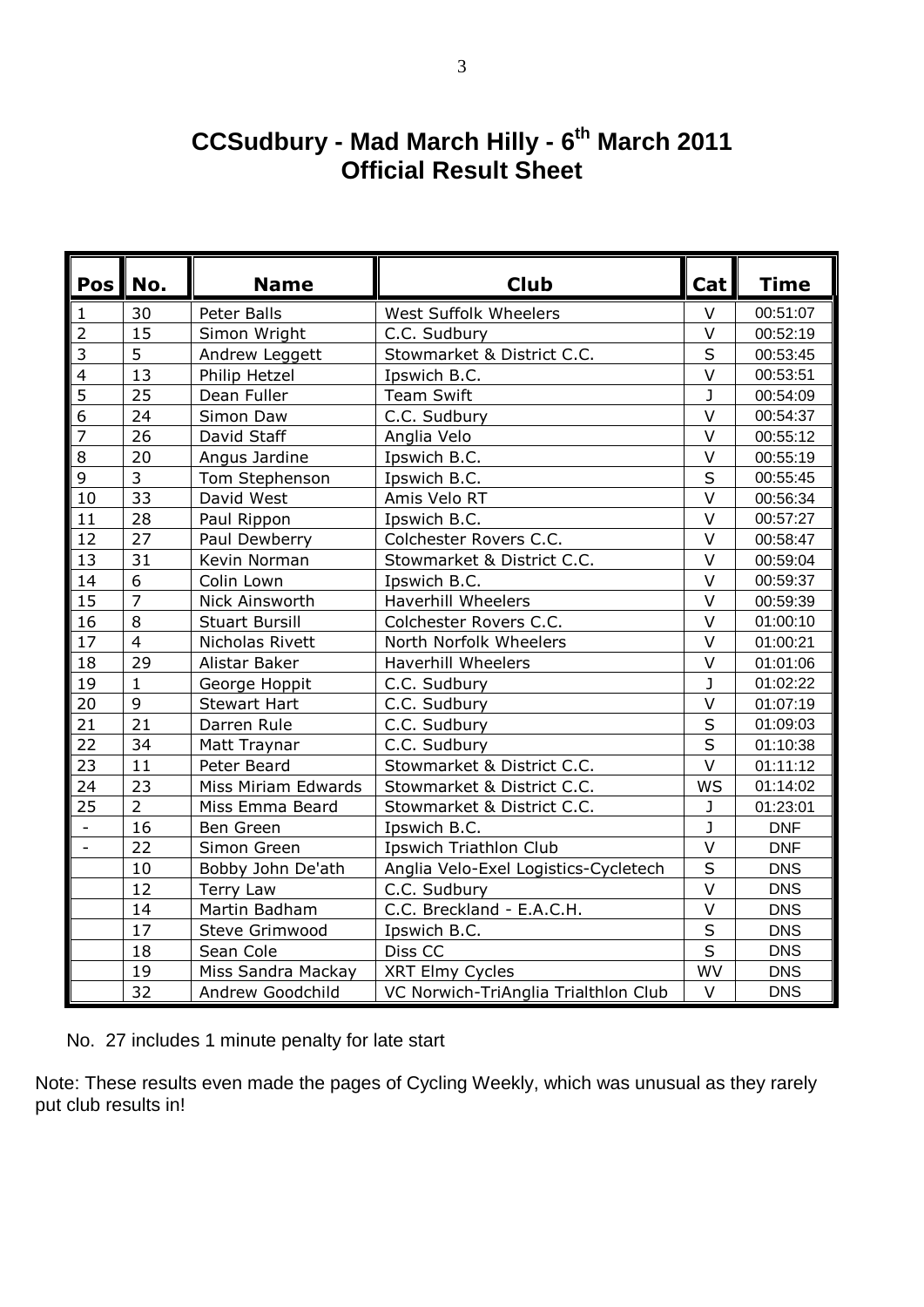# CCSudbury - Mad March Hilly - 6th March 2011
# Official Result Sheet

| Pos | No. | Name | Club | Cat | Time |
|---|---|---|---|---|---|
| 1 | 30 | Peter Balls | West Suffolk Wheelers | V | 00:51:07 |
| 2 | 15 | Simon Wright | C.C. Sudbury | V | 00:52:19 |
| 3 | 5 | Andrew Leggett | Stowmarket & District C.C. | S | 00:53:45 |
| 4 | 13 | Philip Hetzel | Ipswich B.C. | V | 00:53:51 |
| 5 | 25 | Dean Fuller | Team Swift | J | 00:54:09 |
| 6 | 24 | Simon Daw | C.C. Sudbury | V | 00:54:37 |
| 7 | 26 | David Staff | Anglia Velo | V | 00:55:12 |
| 8 | 20 | Angus Jardine | Ipswich B.C. | V | 00:55:19 |
| 9 | 3 | Tom Stephenson | Ipswich B.C. | S | 00:55:45 |
| 10 | 33 | David West | Amis Velo RT | V | 00:56:34 |
| 11 | 28 | Paul Rippon | Ipswich B.C. | V | 00:57:27 |
| 12 | 27 | Paul Dewberry | Colchester Rovers C.C. | V | 00:58:47 |
| 13 | 31 | Kevin Norman | Stowmarket & District C.C. | V | 00:59:04 |
| 14 | 6 | Colin Lown | Ipswich B.C. | V | 00:59:37 |
| 15 | 7 | Nick Ainsworth | Haverhill Wheelers | V | 00:59:39 |
| 16 | 8 | Stuart Bursill | Colchester Rovers C.C. | V | 01:00:10 |
| 17 | 4 | Nicholas Rivett | North Norfolk Wheelers | V | 01:00:21 |
| 18 | 29 | Alistar Baker | Haverhill Wheelers | V | 01:01:06 |
| 19 | 1 | George Hoppit | C.C. Sudbury | J | 01:02:22 |
| 20 | 9 | Stewart Hart | C.C. Sudbury | V | 01:07:19 |
| 21 | 21 | Darren Rule | C.C. Sudbury | S | 01:09:03 |
| 22 | 34 | Matt Traynar | C.C. Sudbury | S | 01:10:38 |
| 23 | 11 | Peter Beard | Stowmarket & District C.C. | V | 01:11:12 |
| 24 | 23 | Miss Miriam Edwards | Stowmarket & District C.C. | WS | 01:14:02 |
| 25 | 2 | Miss Emma Beard | Stowmarket & District C.C. | J | 01:23:01 |
| - | 16 | Ben Green | Ipswich B.C. | J | DNF |
| - | 22 | Simon Green | Ipswich Triathlon Club | V | DNF |
| | 10 | Bobby John De'ath | Anglia Velo-Exel Logistics-Cycletech | S | DNS |
| | 12 | Terry Law | C.C. Sudbury | V | DNS |
| | 14 | Martin Badham | C.C. Breckland - E.A.C.H. | V | DNS |
| | 17 | Steve Grimwood | Ipswich B.C. | S | DNS |
| | 18 | Sean Cole | Diss CC | S | DNS |
| | 19 | Miss Sandra Mackay | XRT Elmy Cycles | WV | DNS |
| | 32 | Andrew Goodchild | VC Norwich-TriAnglia Trialthlon Club | V | DNS |

No. 27 includes 1 minute penalty for late start

Note: These results even made the pages of Cycling Weekly, which was unusual as they rarely put club results in!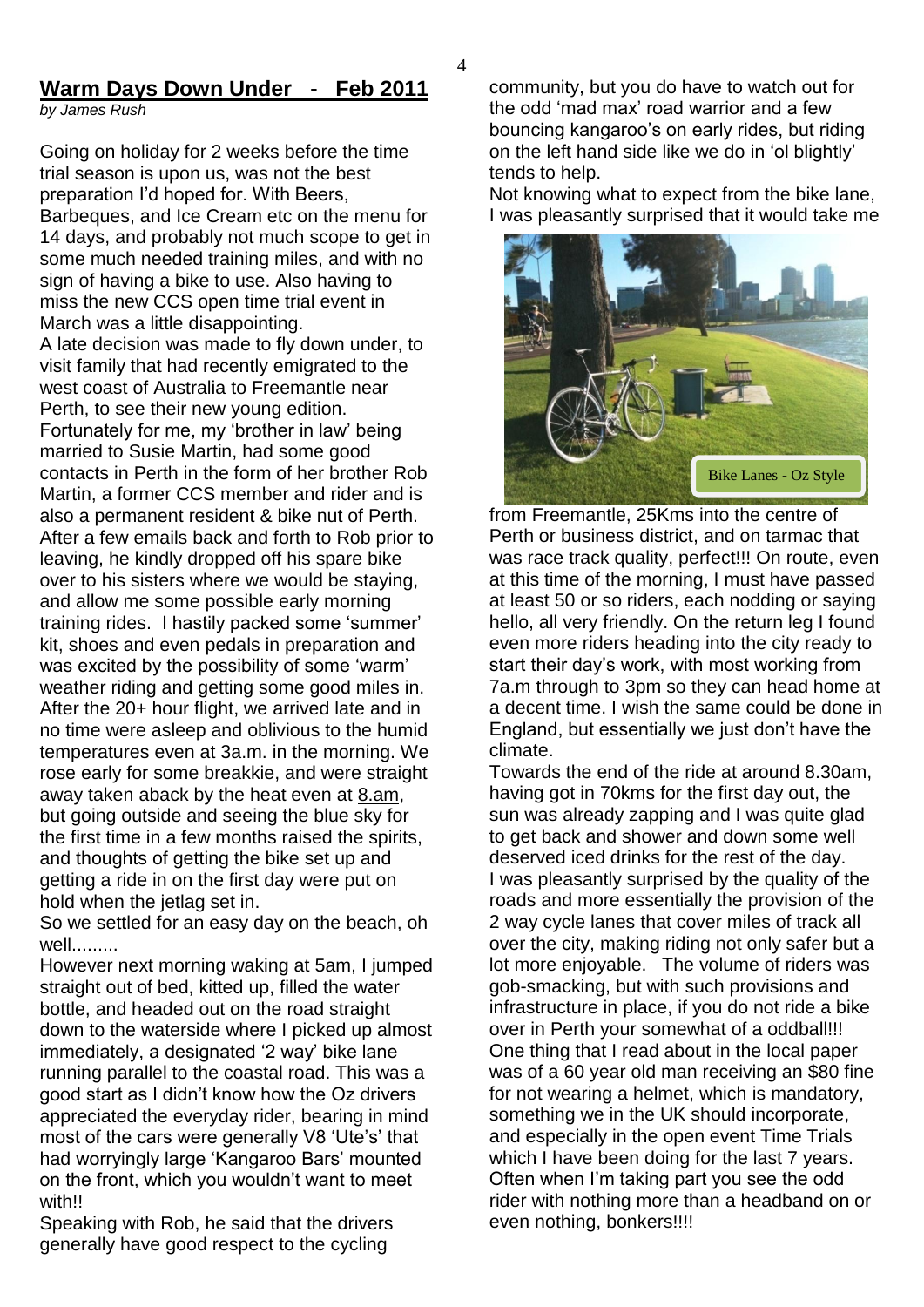## Warm Days Down Under - Feb 2011

*by James Rush*

Going on holiday for 2 weeks before the time trial season is upon us, was not the best preparation I'd hoped for. With Beers, Barbeques, and Ice Cream etc on the menu for 14 days, and probably not much scope to get in some much needed training miles, and with no sign of having a bike to use. Also having to miss the new CCS open time trial event in March was a little disappointing.

A late decision was made to fly down under, to visit family that had recently emigrated to the west coast of Australia to Freemantle near Perth, to see their new young edition. Fortunately for me, my 'brother in law' being married to Susie Martin, had some good contacts in Perth in the form of her brother Rob Martin, a former CCS member and rider and is also a permanent resident & bike nut of Perth. After a few emails back and forth to Rob prior to leaving, he kindly dropped off his spare bike over to his sisters where we would be staying, and allow me some possible early morning training rides. I hastily packed some 'summer' kit, shoes and even pedals in preparation and was excited by the possibility of some 'warm' weather riding and getting some good miles in. After the 20+ hour flight, we arrived late and in no time were asleep and oblivious to the humid temperatures even at 3a.m. in the morning. We rose early for some breakkie, and were straight away taken aback by the heat even at 8.am, but going outside and seeing the blue sky for the first time in a few months raised the spirits, and thoughts of getting the bike set up and getting a ride in on the first day were put on hold when the jetlag set in.

So we settled for an easy day on the beach, oh well.........

However next morning waking at 5am, I jumped straight out of bed, kitted up, filled the water bottle, and headed out on the road straight down to the waterside where I picked up almost immediately, a designated '2 way' bike lane running parallel to the coastal road. This was a good start as I didn't know how the Oz drivers appreciated the everyday rider, bearing in mind most of the cars were generally V8 'Ute's' that had worryingly large 'Kangaroo Bars' mounted on the front, which you wouldn't want to meet with!!

Speaking with Rob, he said that the drivers generally have good respect to the cycling community, but you do have to watch out for the odd 'mad max' road warrior and a few bouncing kangaroo's on early rides, but riding on the left hand side like we do in 'ol blighty' tends to help.

Not knowing what to expect from the bike lane, I was pleasantly surprised that it would take me from Freemantle, 25Kms into the centre of Perth or business district, and on tarmac that was race track quality, perfect!!! On route, even at this time of the morning, I must have passed at least 50 or so riders, each nodding or saying hello, all very friendly. On the return leg I found even more riders heading into the city ready to start their day's work, with most working from 7a.m through to 3pm so they can head home at a decent time. I wish the same could be done in England, but essentially we just don't have the climate.

Bike Lanes - Oz Style

Towards the end of the ride at around 8.30am, having got in 70kms for the first day out, the sun was already zapping and I was quite glad to get back and shower and down some well deserved iced drinks for the rest of the day.

I was pleasantly surprised by the quality of the roads and more essentially the provision of the 2 way cycle lanes that cover miles of track all over the city, making riding not only safer but a lot more enjoyable. The volume of riders was gob-smacking, but with such provisions and infrastructure in place, if you do not ride a bike over in Perth your somewhat of a oddball!!!

One thing that I read about in the local paper was of a 60 year old man receiving an $80 fine for not wearing a helmet, which is mandatory, something we in the UK should incorporate, and especially in the open event Time Trials which I have been doing for the last 7 years. Often when I'm taking part you see the odd rider with nothing more than a headband on or even nothing, bonkers!!!!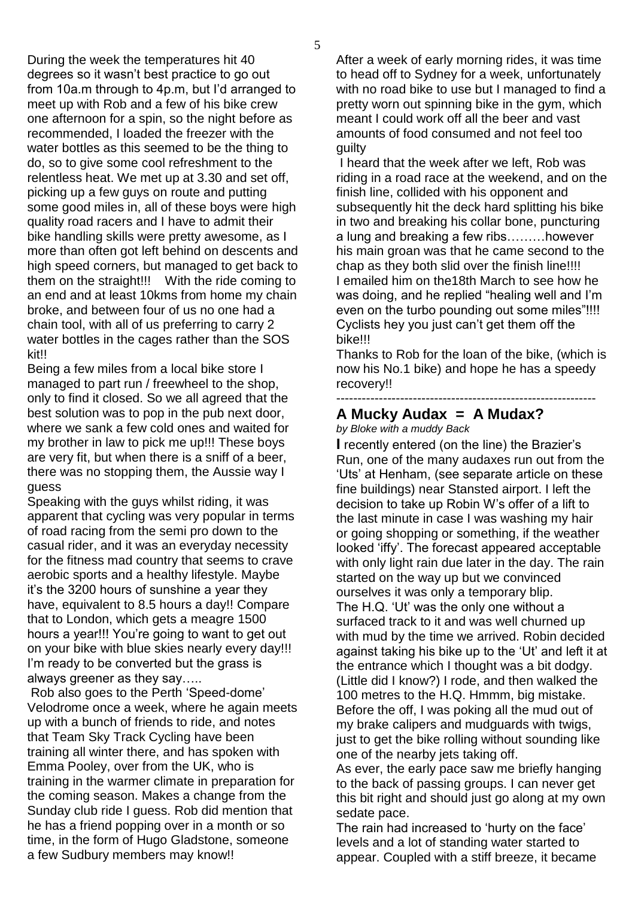During the week the temperatures hit 40 degrees so it wasn't best practice to go out from 10a.m through to 4p.m, but I'd arranged to meet up with Rob and a few of his bike crew one afternoon for a spin, so the night before as recommended, I loaded the freezer with the water bottles as this seemed to be the thing to do, so to give some cool refreshment to the relentless heat. We met up at 3.30 and set off, picking up a few guys on route and putting some good miles in, all of these boys were high quality road racers and I have to admit their bike handling skills were pretty awesome, as I more than often got left behind on descents and high speed corners, but managed to get back to them on the straight!!! With the ride coming to an end and at least 10kms from home my chain broke, and between four of us no one had a chain tool, with all of us preferring to carry 2 water bottles in the cages rather than the SOS kit!!

Being a few miles from a local bike store I managed to part run / freewheel to the shop, only to find it closed. So we all agreed that the best solution was to pop in the pub next door, where we sank a few cold ones and waited for my brother in law to pick me up!!! These boys are very fit, but when there is a sniff of a beer, there was no stopping them, the Aussie way I guess

Speaking with the guys whilst riding, it was apparent that cycling was very popular in terms of road racing from the semi pro down to the casual rider, and it was an everyday necessity for the fitness mad country that seems to crave aerobic sports and a healthy lifestyle. Maybe it's the 3200 hours of sunshine a year they have, equivalent to 8.5 hours a day!! Compare that to London, which gets a meagre 1500 hours a year!!! You're going to want to get out on your bike with blue skies nearly every day!!! I'm ready to be converted but the grass is always greener as they say…..

Rob also goes to the Perth 'Speed-dome' Velodrome once a week, where he again meets up with a bunch of friends to ride, and notes that Team Sky Track Cycling have been training all winter there, and has spoken with Emma Pooley, over from the UK, who is training in the warmer climate in preparation for the coming season. Makes a change from the Sunday club ride I guess. Rob did mention that he has a friend popping over in a month or so time, in the form of Hugo Gladstone, someone a few Sudbury members may know!!

After a week of early morning rides, it was time to head off to Sydney for a week, unfortunately with no road bike to use but I managed to find a pretty worn out spinning bike in the gym, which meant I could work off all the beer and vast amounts of food consumed and not feel too guilty

I heard that the week after we left, Rob was riding in a road race at the weekend, and on the finish line, collided with his opponent and subsequently hit the deck hard splitting his bike in two and breaking his collar bone, puncturing a lung and breaking a few ribs………however his main groan was that he came second to the chap as they both slid over the finish line!!!! I emailed him on the18th March to see how he was doing, and he replied "healing well and I'm even on the turbo pounding out some miles"!!!! Cyclists hey you just can't get them off the bike!!!

Thanks to Rob for the loan of the bike, (which is now his No.1 bike) and hope he has a speedy recovery!!

---

## A Mucky Audax = A Mudax?

*by Bloke with a muddy Back*

**I** recently entered (on the line) the Brazier's Run, one of the many audaxes run out from the 'Uts' at Henham, (see separate article on these fine buildings) near Stansted airport. I left the decision to take up Robin W's offer of a lift to the last minute in case I was washing my hair or going shopping or something, if the weather looked 'iffy'. The forecast appeared acceptable with only light rain due later in the day. The rain started on the way up but we convinced ourselves it was only a temporary blip.

The H.Q. 'Ut' was the only one without a surfaced track to it and was well churned up with mud by the time we arrived. Robin decided against taking his bike up to the 'Ut' and left it at the entrance which I thought was a bit dodgy. (Little did I know?) I rode, and then walked the 100 metres to the H.Q. Hmmm, big mistake. Before the off, I was poking all the mud out of my brake calipers and mudguards with twigs, just to get the bike rolling without sounding like one of the nearby jets taking off.

As ever, the early pace saw me briefly hanging to the back of passing groups. I can never get this bit right and should just go along at my own sedate pace.

The rain had increased to 'hurty on the face' levels and a lot of standing water started to appear. Coupled with a stiff breeze, it became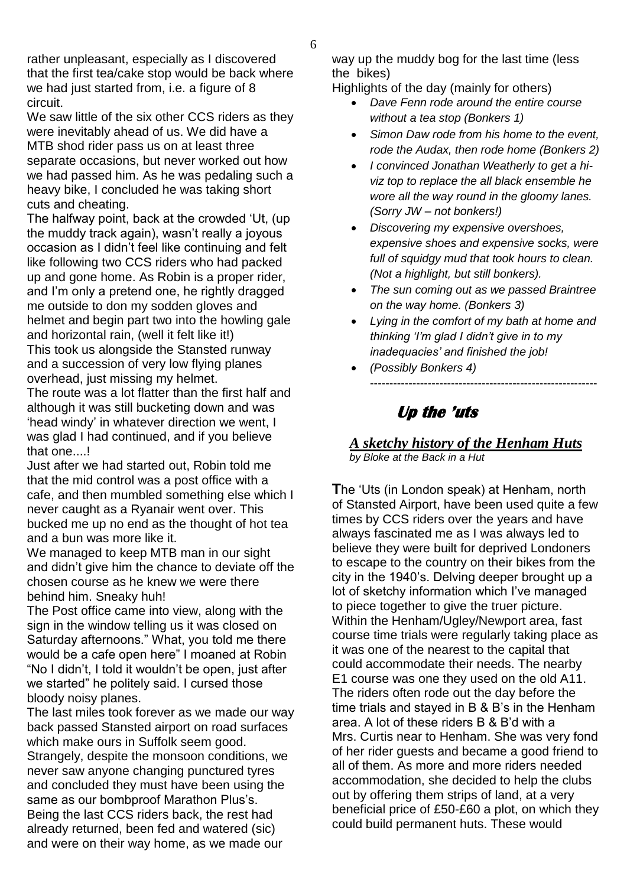rather unpleasant, especially as I discovered that the first tea/cake stop would be back where we had just started from, i.e. a figure of 8 circuit.

We saw little of the six other CCS riders as they were inevitably ahead of us. We did have a MTB shod rider pass us on at least three separate occasions, but never worked out how we had passed him. As he was pedaling such a heavy bike, I concluded he was taking short cuts and cheating.

The halfway point, back at the crowded 'Ut, (up the muddy track again), wasn't really a joyous occasion as I didn't feel like continuing and felt like following two CCS riders who had packed up and gone home. As Robin is a proper rider, and I'm only a pretend one, he rightly dragged me outside to don my sodden gloves and helmet and begin part two into the howling gale and horizontal rain, (well it felt like it!)

This took us alongside the Stansted runway and a succession of very low flying planes overhead, just missing my helmet.

The route was a lot flatter than the first half and although it was still bucketing down and was 'head windy' in whatever direction we went, I was glad I had continued, and if you believe that one....!

Just after we had started out, Robin told me that the mid control was a post office with a cafe, and then mumbled something else which I never caught as a Ryanair went over. This bucked me up no end as the thought of hot tea and a bun was more like it.

We managed to keep MTB man in our sight and didn't give him the chance to deviate off the chosen course as he knew we were there behind him. Sneaky huh!

The Post office came into view, along with the sign in the window telling us it was closed on Saturday afternoons." What, you told me there would be a cafe open here" I moaned at Robin "No I didn't, I told it wouldn't be open, just after we started" he politely said. I cursed those bloody noisy planes.

The last miles took forever as we made our way back passed Stansted airport on road surfaces which make ours in Suffolk seem good.

Strangely, despite the monsoon conditions, we never saw anyone changing punctured tyres and concluded they must have been using the same as our bombproof Marathon Plus's.

Being the last CCS riders back, the rest had already returned, been fed and watered (sic) and were on their way home, as we made our way up the muddy bog for the last time (less the bikes)

Highlights of the day (mainly for others)

- *Dave Fenn rode around the entire course without a tea stop (Bonkers 1)*
- *Simon Daw rode from his home to the event, rode the Audax, then rode home (Bonkers 2)*
- *I convinced Jonathan Weatherly to get a hi-viz top to replace the all black ensemble he wore all the way round in the gloomy lanes. (Sorry JW – not bonkers!)*
- *Discovering my expensive overshoes, expensive shoes and expensive socks, were full of squidgy mud that took hours to clean. (Not a highlight, but still bonkers).*
- *The sun coming out as we passed Braintree on the way home. (Bonkers 3)*
- *Lying in the comfort of my bath at home and thinking 'I'm glad I didn't give in to my inadequacies' and finished the job!*
- *(Possibly Bonkers 4)*

---

## Up the 'uts

### *A sketchy history of the Henham Huts*

*by Bloke at the Back in a Hut*

**T**he 'Uts (in London speak) at Henham, north of Stansted Airport, have been used quite a few times by CCS riders over the years and have always fascinated me as I was always led to believe they were built for deprived Londoners to escape to the country on their bikes from the city in the 1940's. Delving deeper brought up a lot of sketchy information which I've managed to piece together to give the truer picture.

Within the Henham/Ugley/Newport area, fast course time trials were regularly taking place as it was one of the nearest to the capital that could accommodate their needs. The nearby E1 course was one they used on the old A11. The riders often rode out the day before the time trials and stayed in B & B's in the Henham area. A lot of these riders B & B'd with a Mrs. Curtis near to Henham. She was very fond of her rider guests and became a good friend to all of them. As more and more riders needed accommodation, she decided to help the clubs out by offering them strips of land, at a very beneficial price of £50-£60 a plot, on which they could build permanent huts. These would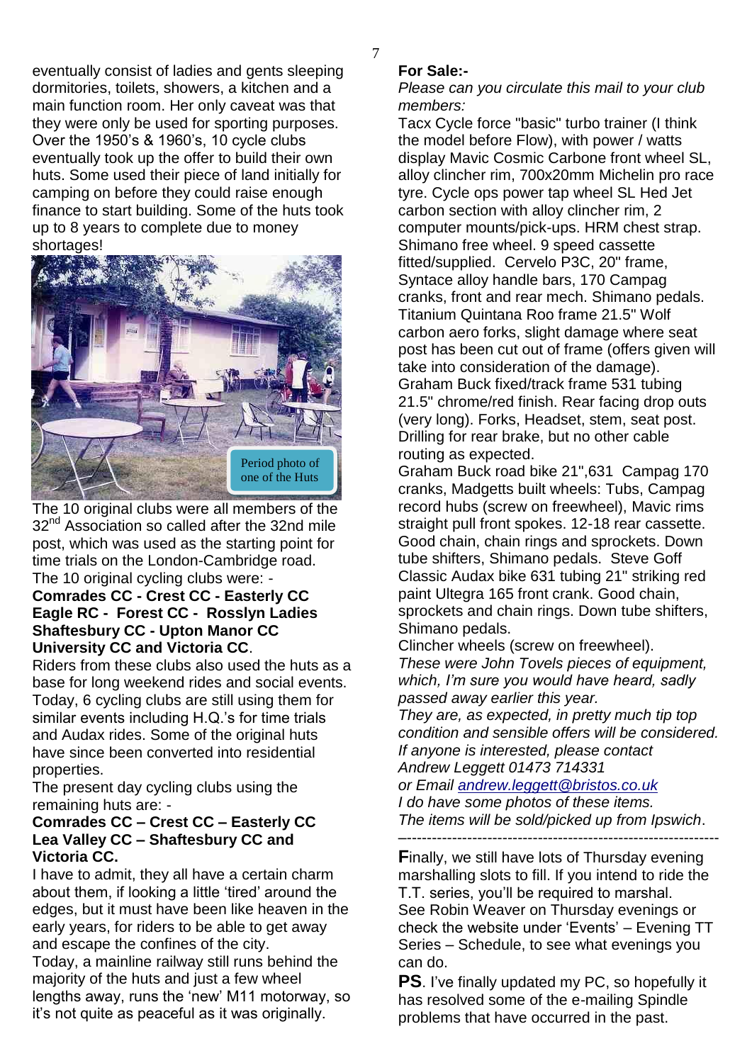eventually consist of ladies and gents sleeping dormitories, toilets, showers, a kitchen and a main function room. Her only caveat was that they were only be used for sporting purposes. Over the 1950's & 1960's, 10 cycle clubs eventually took up the offer to build their own huts. Some used their piece of land initially for camping on before they could raise enough finance to start building. Some of the huts took up to 8 years to complete due to money shortages!

Period photo of one of the Huts

The 10 original clubs were all members of the 32nd Association so called after the 32nd mile post, which was used as the starting point for time trials on the London-Cambridge road. The 10 original cycling clubs were: -

**Comrades CC - Crest CC - Easterly CC Eagle RC - Forest CC - Rosslyn Ladies Shaftesbury CC - Upton Manor CC University CC and Victoria CC**.

Riders from these clubs also used the huts as a base for long weekend rides and social events. Today, 6 cycling clubs are still using them for similar events including H.Q.'s for time trials and Audax rides. Some of the original huts have since been converted into residential properties.

The present day cycling clubs using the remaining huts are: -

**Comrades CC – Crest CC – Easterly CC Lea Valley CC – Shaftesbury CC and Victoria CC.**

I have to admit, they all have a certain charm about them, if looking a little 'tired' around the edges, but it must have been like heaven in the early years, for riders to be able to get away and escape the confines of the city.

Today, a mainline railway still runs behind the majority of the huts and just a few wheel lengths away, runs the 'new' M11 motorway, so it's not quite as peaceful as it was originally.

**For Sale:-**

*Please can you circulate this mail to your club members:*

Tacx Cycle force "basic" turbo trainer (I think the model before Flow), with power / watts display Mavic Cosmic Carbone front wheel SL, alloy clincher rim, 700x20mm Michelin pro race tyre. Cycle ops power tap wheel SL Hed Jet carbon section with alloy clincher rim, 2 computer mounts/pick-ups. HRM chest strap. Shimano free wheel. 9 speed cassette fitted/supplied. Cervelo P3C, 20" frame, Syntace alloy handle bars, 170 Campag cranks, front and rear mech. Shimano pedals. Titanium Quintana Roo frame 21.5" Wolf carbon aero forks, slight damage where seat post has been cut out of frame (offers given will take into consideration of the damage). Graham Buck fixed/track frame 531 tubing 21.5" chrome/red finish. Rear facing drop outs (very long). Forks, Headset, stem, seat post. Drilling for rear brake, but no other cable routing as expected.

Graham Buck road bike 21",631 Campag 170 cranks, Madgetts built wheels: Tubs, Campag record hubs (screw on freewheel), Mavic rims straight pull front spokes. 12-18 rear cassette. Good chain, chain rings and sprockets. Down tube shifters, Shimano pedals. Steve Goff Classic Audax bike 631 tubing 21" striking red paint Ultegra 165 front crank. Good chain, sprockets and chain rings. Down tube shifters, Shimano pedals.

Clincher wheels (screw on freewheel).

*These were John Tovels pieces of equipment, which, I'm sure you would have heard, sadly passed away earlier this year.*

*They are, as expected, in pretty much tip top condition and sensible offers will be considered.*

*If anyone is interested, please contact Andrew Leggett 01473 714331*

*or Email andrew.leggett@bristos.co.uk*

*I do have some photos of these items.*

*The items will be sold/picked up from Ipswich*.

---

**F**inally, we still have lots of Thursday evening marshalling slots to fill. If you intend to ride the T.T. series, you'll be required to marshal. See Robin Weaver on Thursday evenings or check the website under 'Events' – Evening TT Series – Schedule, to see what evenings you can do.

**PS**. I've finally updated my PC, so hopefully it has resolved some of the e-mailing Spindle problems that have occurred in the past.